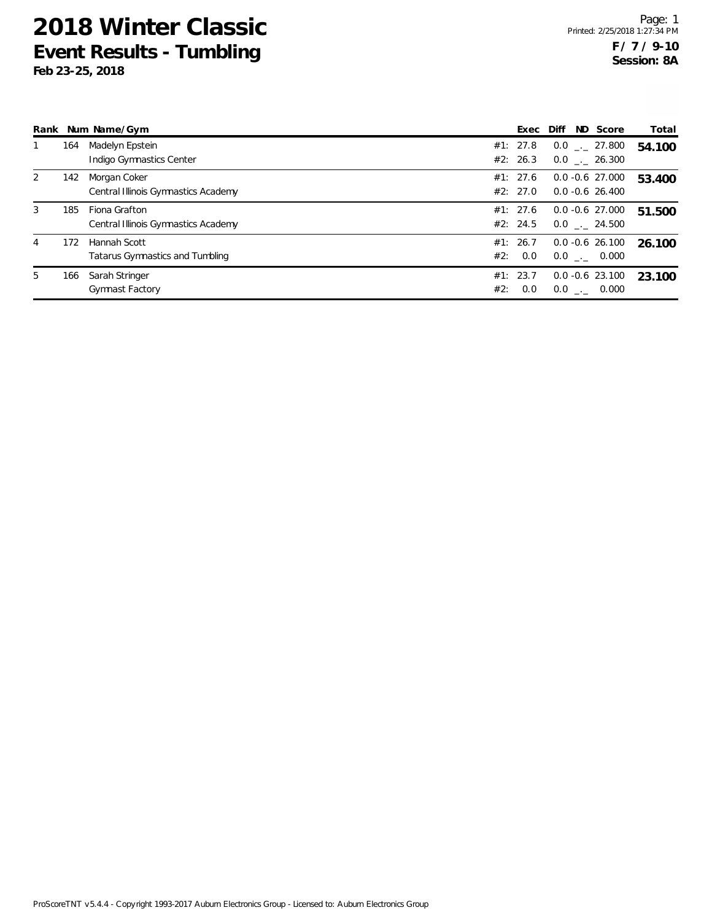# 2018 Winter Classic

## Event Results - Tumbling

**Feb 23-25, 2018**

**F / 7 / 9-10**
**Session: 8A**

| Rank | Num | Name/Gym | | Exec | Diff | ND | Score | Total |
|---|---|---|---|---|---|---|---|---|
| 1 | 164 | Madelyn Epstein | #1: | 27.8 | 0.0 | _._ | 27.800 | **54.100** |
| | | Indigo Gymnastics Center | #2: | 26.3 | 0.0 | _._ | 26.300 | |
| 2 | 142 | Morgan Coker | #1: | 27.6 | 0.0 | -0.6 | 27.000 | **53.400** |
| | | Central Illinois Gymnastics Academy | #2: | 27.0 | 0.0 | -0.6 | 26.400 | |
| 3 | 185 | Fiona Grafton | #1: | 27.6 | 0.0 | -0.6 | 27.000 | **51.500** |
| | | Central Illinois Gymnastics Academy | #2: | 24.5 | 0.0 | _._ | 24.500 | |
| 4 | 172 | Hannah Scott | #1: | 26.7 | 0.0 | -0.6 | 26.100 | **26.100** |
| | | Tatarus Gymnastics and Tumbling | #2: | 0.0 | 0.0 | _._ | 0.000 | |
| 5 | 166 | Sarah Stringer | #1: | 23.7 | 0.0 | -0.6 | 23.100 | **23.100** |
| | | Gymnast Factory | #2: | 0.0 | 0.0 | _._ | 0.000 | |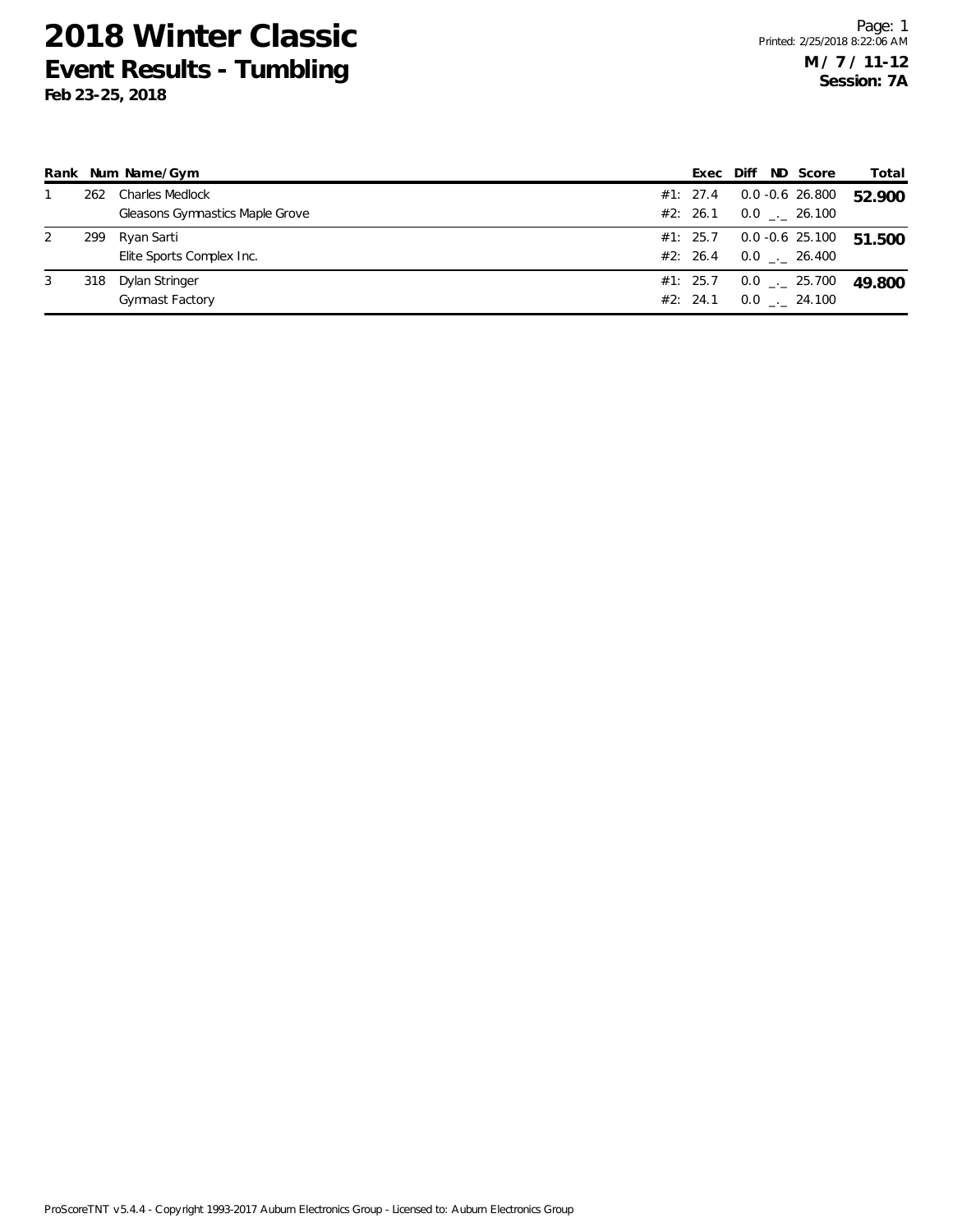# 2018 Winter Classic

## Event Results - Tumbling

**Feb 23-25, 2018**

**M / 7 / 11-12**
**Session: 7A**

| Rank | Num | Name/Gym | | Exec | Diff | ND | Score | Total |
|---|---|---|---|---|---|---|---|---|
| 1 | 262 | Charles Medlock | #1: | 27.4 | 0.0 | -0.6 | 26.800 | **52.900** |
| | | Gleasons Gymnastics Maple Grove | #2: | 26.1 | 0.0 | _._ | 26.100 | |
| 2 | 299 | Ryan Sarti | #1: | 25.7 | 0.0 | -0.6 | 25.100 | **51.500** |
| | | Elite Sports Complex Inc. | #2: | 26.4 | 0.0 | _._ | 26.400 | |
| 3 | 318 | Dylan Stringer | #1: | 25.7 | 0.0 | _._ | 25.700 | **49.800** |
| | | Gymnast Factory | #2: | 24.1 | 0.0 | _._ | 24.100 | |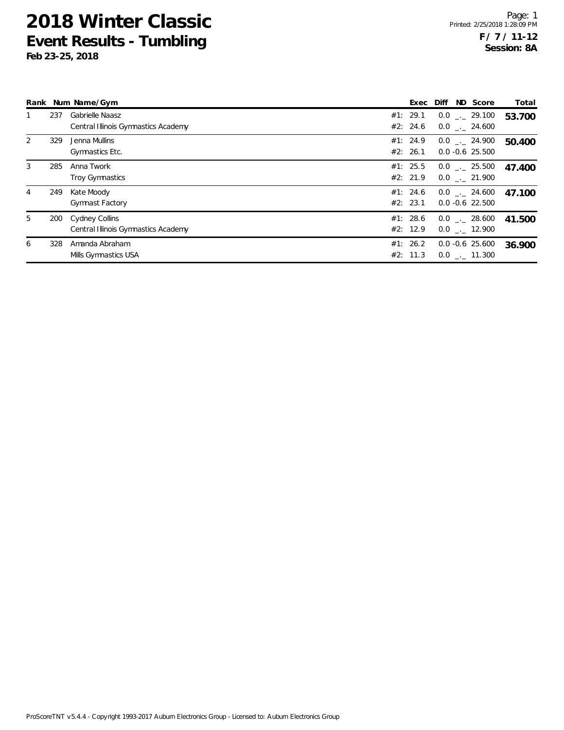# 2018 Winter Classic

## Event Results - Tumbling

**Feb 23-25, 2018**

**F / 7 / 11-12**
**Session: 8A**

| Rank | Num | Name/Gym | | Exec | Diff | ND | Score | Total |
|---|---|---|---|---|---|---|---|---|
| 1 | 237 | Gabrielle Naasz | #1: | 29.1 | 0.0 | _._ | 29.100 | **53.700** |
| | | Central Illinois Gymnastics Academy | #2: | 24.6 | 0.0 | _._ | 24.600 | |
| 2 | 329 | Jenna Mullins | #1: | 24.9 | 0.0 | _._ | 24.900 | **50.400** |
| | | Gymnastics Etc. | #2: | 26.1 | 0.0 | -0.6 | 25.500 | |
| 3 | 285 | Anna Twork | #1: | 25.5 | 0.0 | _._ | 25.500 | **47.400** |
| | | Troy Gymnastics | #2: | 21.9 | 0.0 | _._ | 21.900 | |
| 4 | 249 | Kate Moody | #1: | 24.6 | 0.0 | _._ | 24.600 | **47.100** |
| | | Gymnast Factory | #2: | 23.1 | 0.0 | -0.6 | 22.500 | |
| 5 | 200 | Cydney Collins | #1: | 28.6 | 0.0 | _._ | 28.600 | **41.500** |
| | | Central Illinois Gymnastics Academy | #2: | 12.9 | 0.0 | _._ | 12.900 | |
| 6 | 328 | Amanda Abraham | #1: | 26.2 | 0.0 | -0.6 | 25.600 | **36.900** |
| | | Mills Gymnastics USA | #2: | 11.3 | 0.0 | _._ | 11.300 | |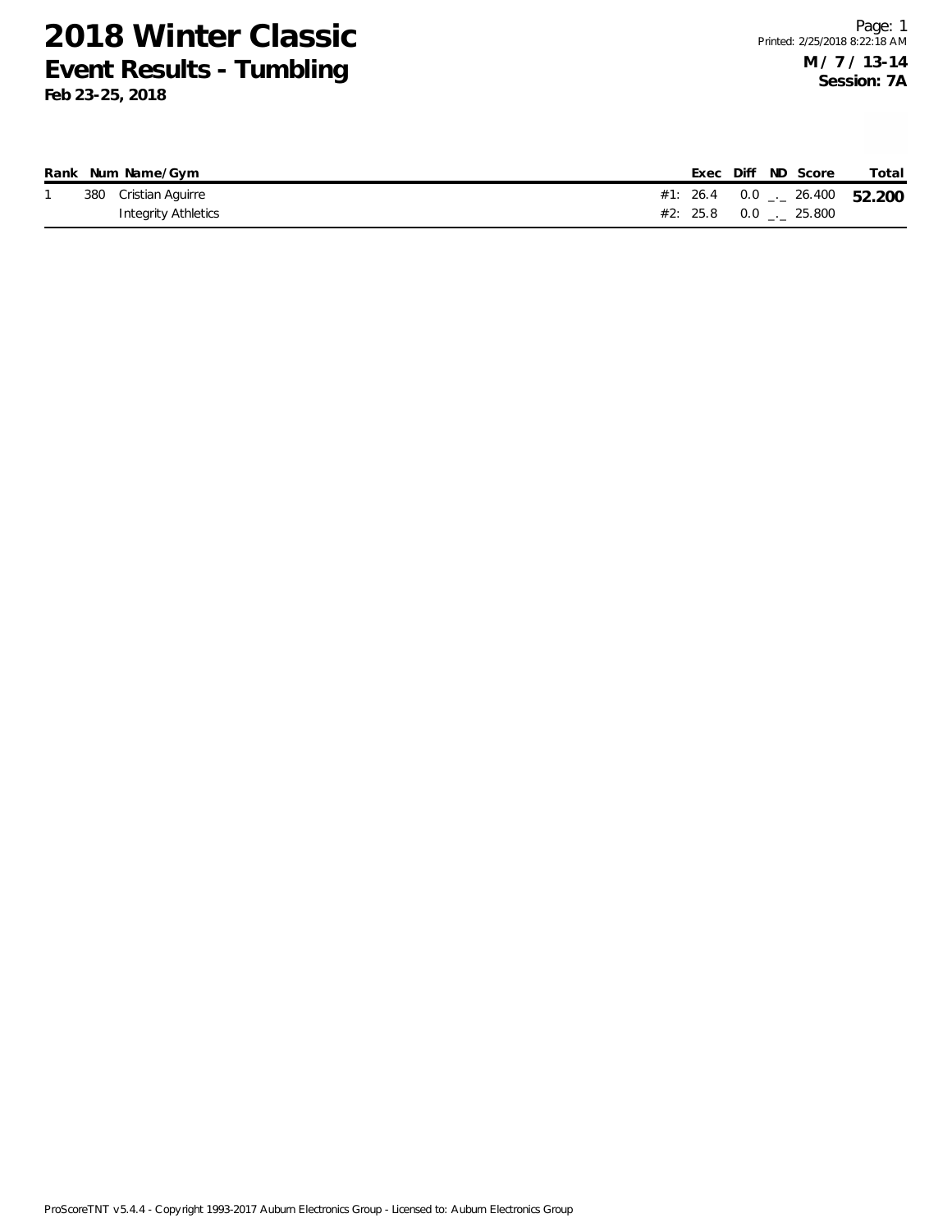# 2018 Winter Classic

## Event Results - Tumbling

**Feb 23-25, 2018**

**M / 7 / 13-14**
**Session: 7A**

| Rank | Num | Name/Gym | | Exec | Diff | ND | Score | Total |
|---|---|---|---|---|---|---|---|---|
| 1 | 380 | Cristian Aguirre | #1: | 26.4 | 0.0 | _._ | 26.400 | **52.200** |
| | | Integrity Athletics | #2: | 25.8 | 0.0 | _._ | 25.800 | |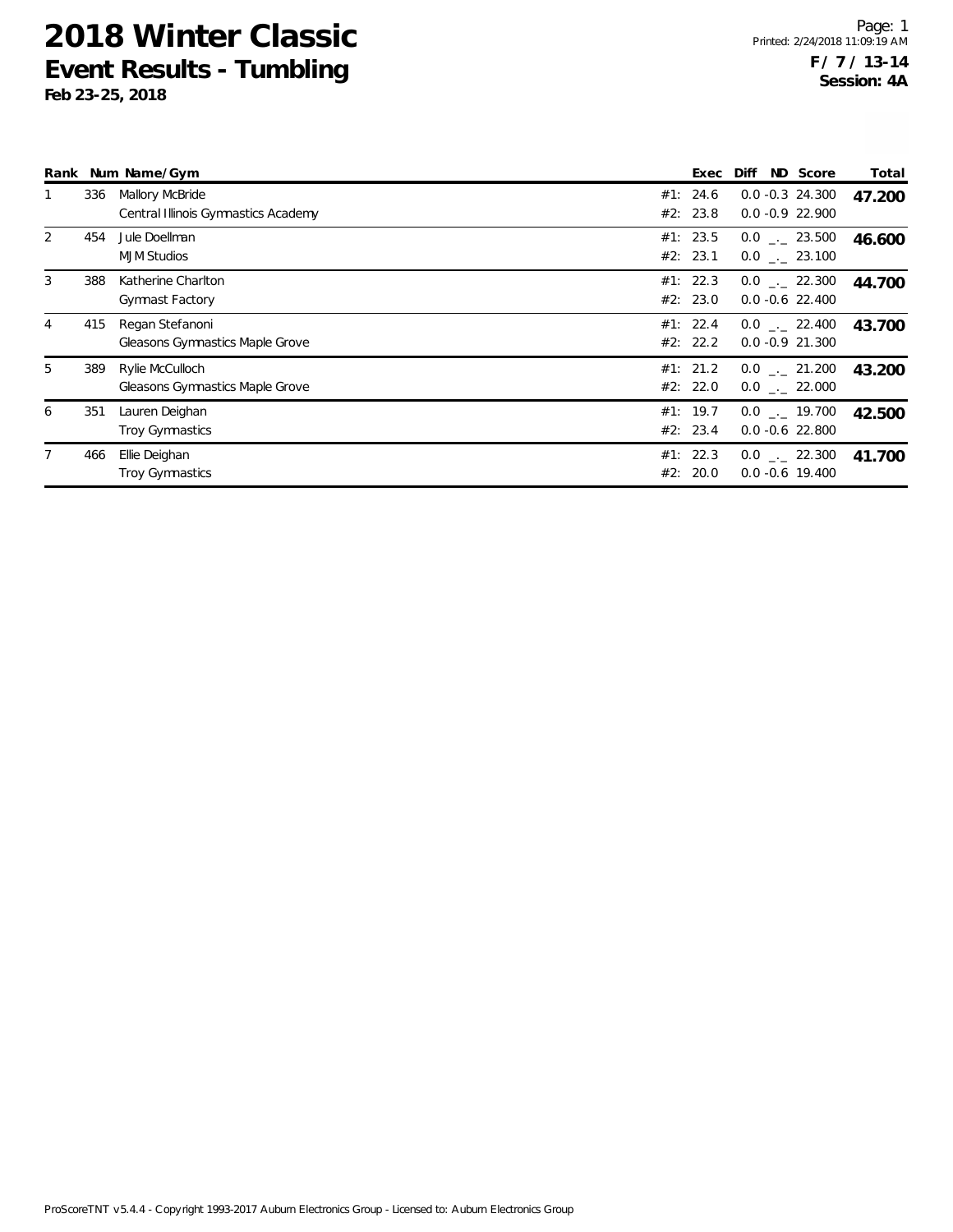# 2018 Winter Classic

## Event Results - Tumbling

**Feb 23-25, 2018**

**F / 7 / 13-14**
**Session: 4A**

| Rank | Num | Name/Gym | | Exec | Diff | ND | Score | Total |
|---|---|---|---|---|---|---|---|---|
| 1 | 336 | Mallory McBride | #1: | 24.6 | 0.0 | -0.3 | 24.300 | **47.200** |
| | | Central Illinois Gymnastics Academy | #2: | 23.8 | 0.0 | -0.9 | 22.900 | |
| 2 | 454 | Jule Doellman | #1: | 23.5 | 0.0 | _._ | 23.500 | **46.600** |
| | | MJM Studios | #2: | 23.1 | 0.0 | _._ | 23.100 | |
| 3 | 388 | Katherine Charlton | #1: | 22.3 | 0.0 | _._ | 22.300 | **44.700** |
| | | Gymnast Factory | #2: | 23.0 | 0.0 | -0.6 | 22.400 | |
| 4 | 415 | Regan Stefanoni | #1: | 22.4 | 0.0 | _._ | 22.400 | **43.700** |
| | | Gleasons Gymnastics Maple Grove | #2: | 22.2 | 0.0 | -0.9 | 21.300 | |
| 5 | 389 | Rylie McCulloch | #1: | 21.2 | 0.0 | _._ | 21.200 | **43.200** |
| | | Gleasons Gymnastics Maple Grove | #2: | 22.0 | 0.0 | _._ | 22.000 | |
| 6 | 351 | Lauren Deighan | #1: | 19.7 | 0.0 | _._ | 19.700 | **42.500** |
| | | Troy Gymnastics | #2: | 23.4 | 0.0 | -0.6 | 22.800 | |
| 7 | 466 | Ellie Deighan | #1: | 22.3 | 0.0 | _._ | 22.300 | **41.700** |
| | | Troy Gymnastics | #2: | 20.0 | 0.0 | -0.6 | 19.400 | |

ProScoreTNT v5.4.4 - Copyright 1993-2017 Auburn Electronics Group - Licensed to: Auburn Electronics Group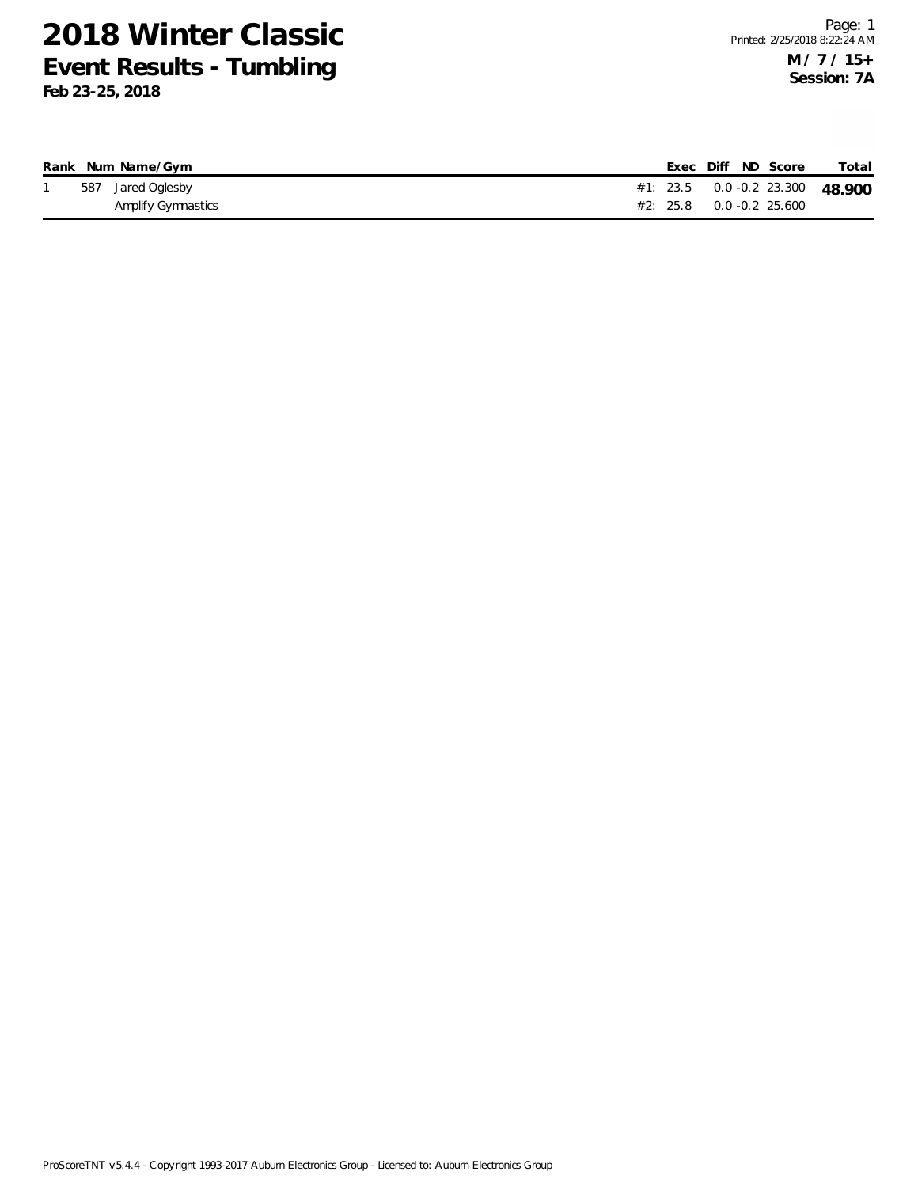# 2018 Winter Classic

## Event Results - Tumbling

**Feb 23-25, 2018**

**M / 7 / 15+**
**Session: 7A**

| Rank | Num | Name/Gym | | Exec | Diff | ND | Score | Total |
|---|---|---|---|---|---|---|---|---|
| 1 | 587 | Jared Oglesby | #1: | 23.5 | 0.0 | -0.2 | 23.300 | **48.900** |
| | | Amplify Gymnastics | #2: | 25.8 | 0.0 | -0.2 | 25.600 | |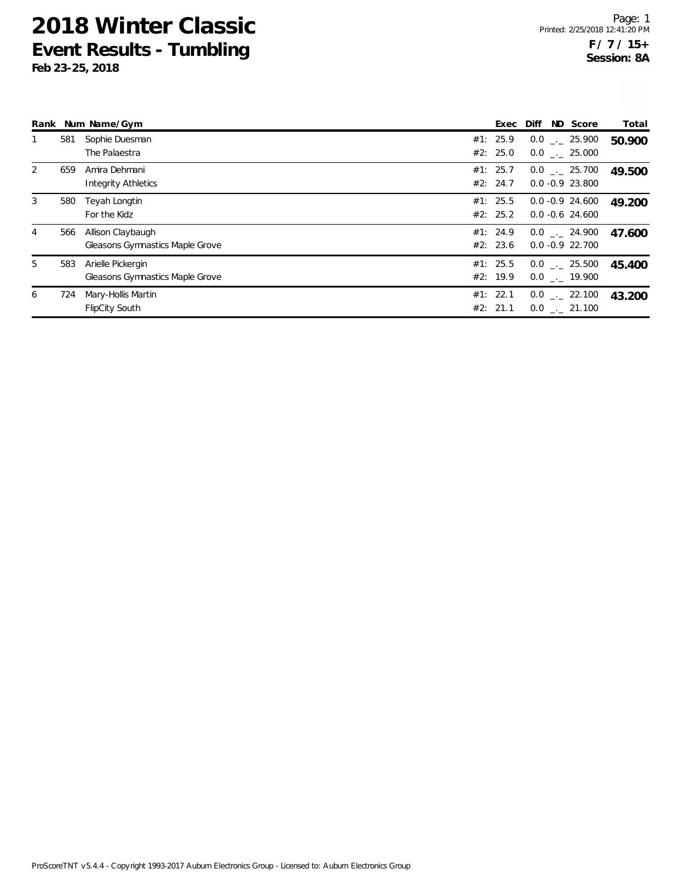# 2018 Winter Classic

## Event Results - Tumbling

**Feb 23-25, 2018**

**F / 7 / 15+**
**Session: 8A**

| Rank | Num | Name/Gym | | Exec | Diff | ND | Score | Total |
|---|---|---|---|---|---|---|---|---|
| 1 | 581 | Sophie Duesman | #1: | 25.9 | 0.0 | _._ | 25.900 | **50.900** |
| | | The Palaestra | #2: | 25.0 | 0.0 | _._ | 25.000 | |
| 2 | 659 | Amira Dehmani | #1: | 25.7 | 0.0 | _._ | 25.700 | **49.500** |
| | | Integrity Athletics | #2: | 24.7 | 0.0 | -0.9 | 23.800 | |
| 3 | 580 | Teyah Longtin | #1: | 25.5 | 0.0 | -0.9 | 24.600 | **49.200** |
| | | For the Kidz | #2: | 25.2 | 0.0 | -0.6 | 24.600 | |
| 4 | 566 | Allison Claybaugh | #1: | 24.9 | 0.0 | _._ | 24.900 | **47.600** |
| | | Gleasons Gymnastics Maple Grove | #2: | 23.6 | 0.0 | -0.9 | 22.700 | |
| 5 | 583 | Arielle Pickergin | #1: | 25.5 | 0.0 | _._ | 25.500 | **45.400** |
| | | Gleasons Gymnastics Maple Grove | #2: | 19.9 | 0.0 | _._ | 19.900 | |
| 6 | 724 | Mary-Hollis Martin | #1: | 22.1 | 0.0 | _._ | 22.100 | **43.200** |
| | | FlipCity South | #2: | 21.1 | 0.0 | _._ | 21.100 | |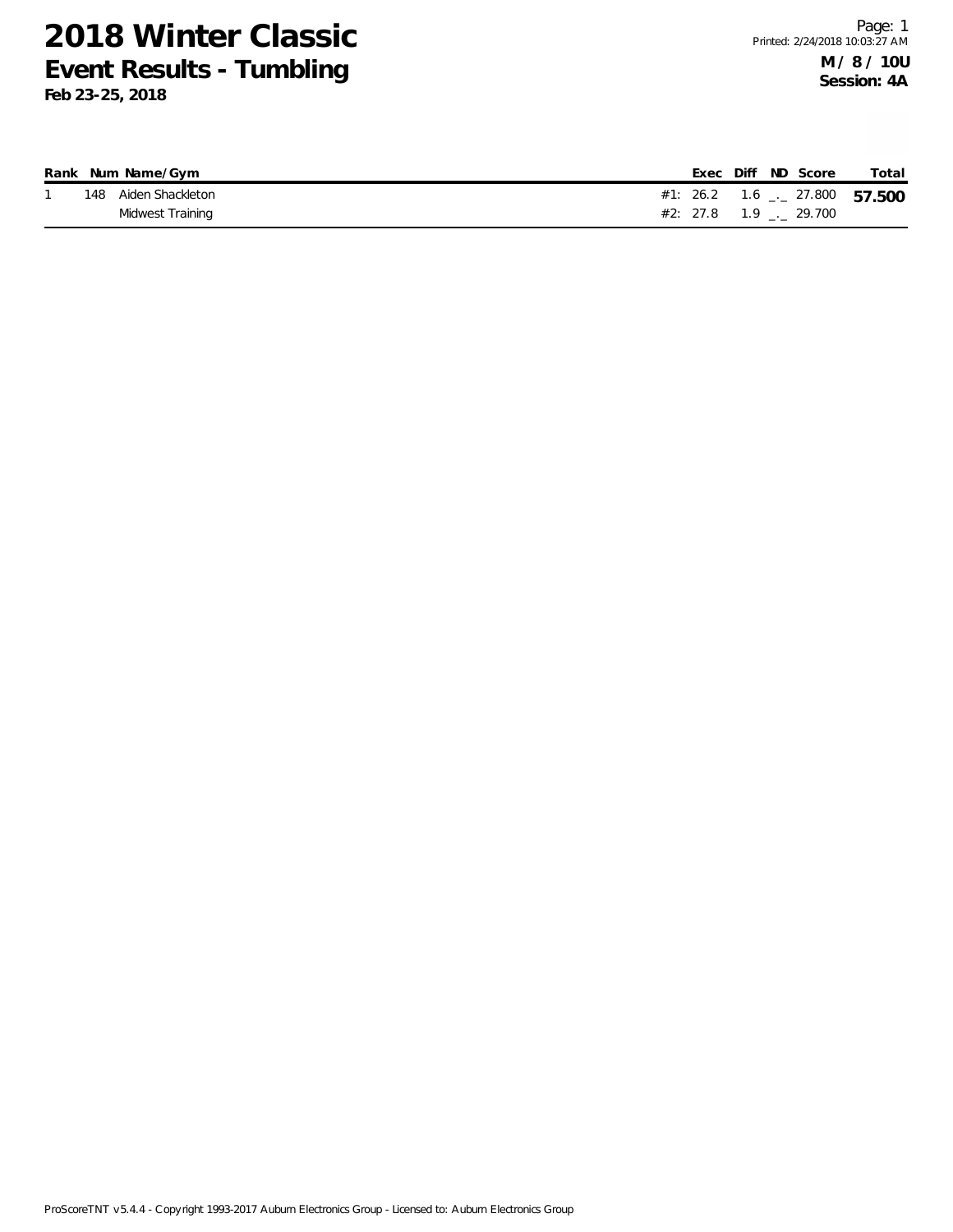# 2018 Winter Classic

## Event Results - Tumbling

**Feb 23-25, 2018**

**M / 8 / 10U**
**Session: 4A**

| Rank | Num | Name/Gym | | Exec | Diff | ND | Score | Total |
|---|---|---|---|---|---|---|---|---|
| 1 | 148 | Aiden Shackleton | #1: | 26.2 | 1.6 | _._ | 27.800 | **57.500** |
| | | Midwest Training | #2: | 27.8 | 1.9 | _._ | 29.700 | |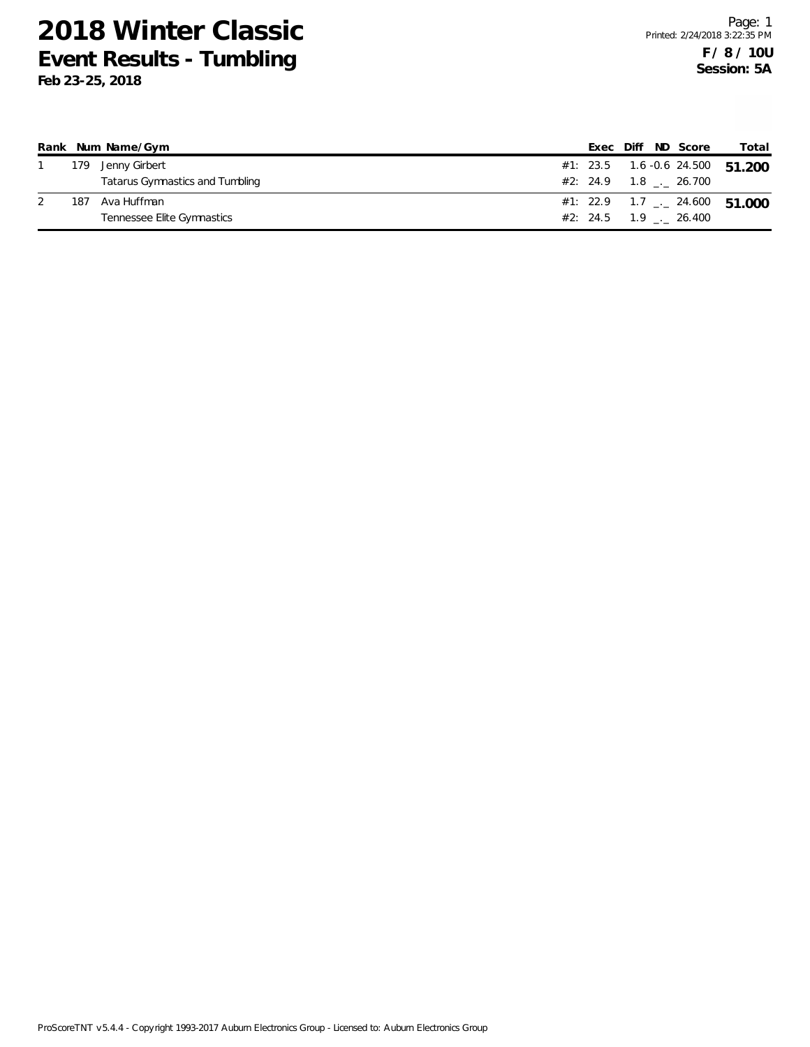# 2018 Winter Classic

## Event Results - Tumbling

**Feb 23-25, 2018**

**F / 8 / 10U**
**Session: 5A**

| Rank | Num | Name/Gym | | Exec | Diff | ND | Score | Total |
|---|---|---|---|---|---|---|---|---|
| 1 | 179 | Jenny Girbert | #1: | 23.5 | 1.6 | -0.6 | 24.500 | **51.200** |
| | | Tatarus Gymnastics and Tumbling | #2: | 24.9 | 1.8 | _._ | 26.700 | |
| 2 | 187 | Ava Huffman | #1: | 22.9 | 1.7 | _._ | 24.600 | **51.000** |
| | | Tennessee Elite Gymnastics | #2: | 24.5 | 1.9 | _._ | 26.400 | |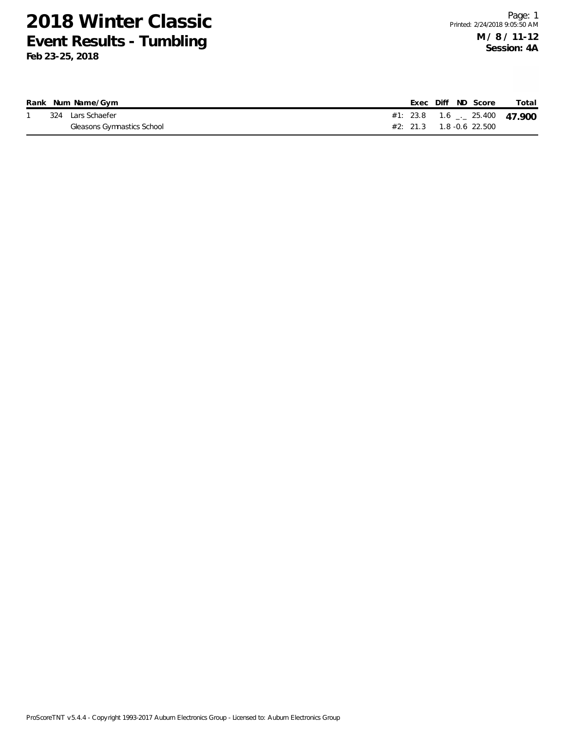# 2018 Winter Classic

## Event Results - Tumbling

**Feb 23-25, 2018**

Printed: 2/24/2018 9:05:50 AM

**M / 8 / 11-12**
**Session: 4A**

| Rank | Num | Name/Gym | | Exec | Diff | ND | Score | Total |
|---|---|---|---|---|---|---|---|---|
| 1 | 324 | Lars Schaefer | #1: | 23.8 | 1.6 | _._ | 25.400 | **47.900** |
| | | Gleasons Gymnastics School | #2: | 21.3 | 1.8 | -0.6 | 22.500 | |

ProScoreTNT v5.4.4 - Copyright 1993-2017 Auburn Electronics Group - Licensed to: Auburn Electronics Group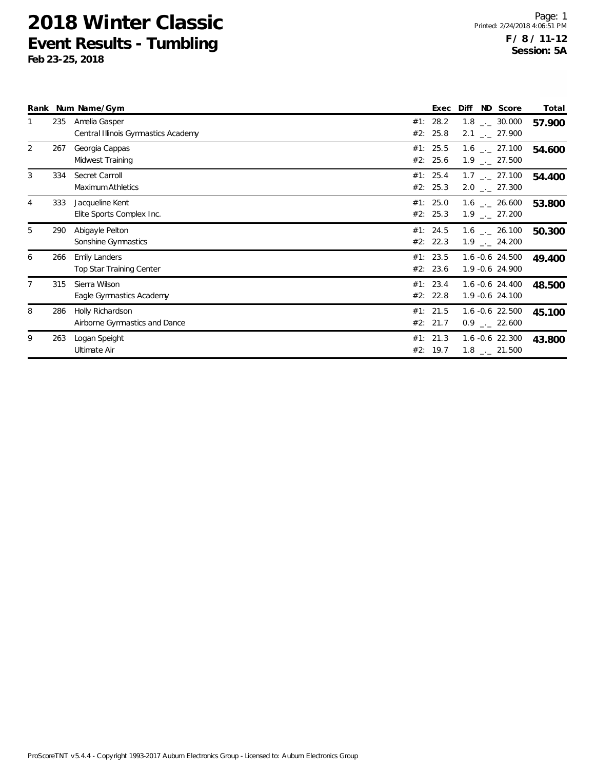# 2018 Winter Classic

## Event Results - Tumbling

**Feb 23-25, 2018**

Printed: 2/24/2018 4:06:51 PM

**F / 8 / 11-12**
**Session: 5A**

| Rank | Num | Name/Gym | | Exec | Diff | ND | Score | Total |
|---|---|---|---|---|---|---|---|---|
| 1 | 235 | Amelia Gasper | #1: | 28.2 | 1.8 | _._ | 30.000 | **57.900** |
| | | Central Illinois Gymnastics Academy | #2: | 25.8 | 2.1 | _._ | 27.900 | |
| 2 | 267 | Georgia Cappas | #1: | 25.5 | 1.6 | _._ | 27.100 | **54.600** |
| | | Midwest Training | #2: | 25.6 | 1.9 | _._ | 27.500 | |
| 3 | 334 | Secret Carroll | #1: | 25.4 | 1.7 | _._ | 27.100 | **54.400** |
| | | Maximum Athletics | #2: | 25.3 | 2.0 | _._ | 27.300 | |
| 4 | 333 | Jacqueline Kent | #1: | 25.0 | 1.6 | _._ | 26.600 | **53.800** |
| | | Elite Sports Complex Inc. | #2: | 25.3 | 1.9 | _._ | 27.200 | |
| 5 | 290 | Abigayle Pelton | #1: | 24.5 | 1.6 | _._ | 26.100 | **50.300** |
| | | Sonshine Gymnastics | #2: | 22.3 | 1.9 | _._ | 24.200 | |
| 6 | 266 | Emily Landers | #1: | 23.5 | 1.6 | -0.6 | 24.500 | **49.400** |
| | | Top Star Training Center | #2: | 23.6 | 1.9 | -0.6 | 24.900 | |
| 7 | 315 | Sierra Wilson | #1: | 23.4 | 1.6 | -0.6 | 24.400 | **48.500** |
| | | Eagle Gymnastics Academy | #2: | 22.8 | 1.9 | -0.6 | 24.100 | |
| 8 | 286 | Holly Richardson | #1: | 21.5 | 1.6 | -0.6 | 22.500 | **45.100** |
| | | Airborne Gymnastics and Dance | #2: | 21.7 | 0.9 | _._ | 22.600 | |
| 9 | 263 | Logan Speight | #1: | 21.3 | 1.6 | -0.6 | 22.300 | **43.800** |
| | | Ultimate Air | #2: | 19.7 | 1.8 | _._ | 21.500 | |

ProScoreTNT v5.4.4 - Copyright 1993-2017 Auburn Electronics Group - Licensed to: Auburn Electronics Group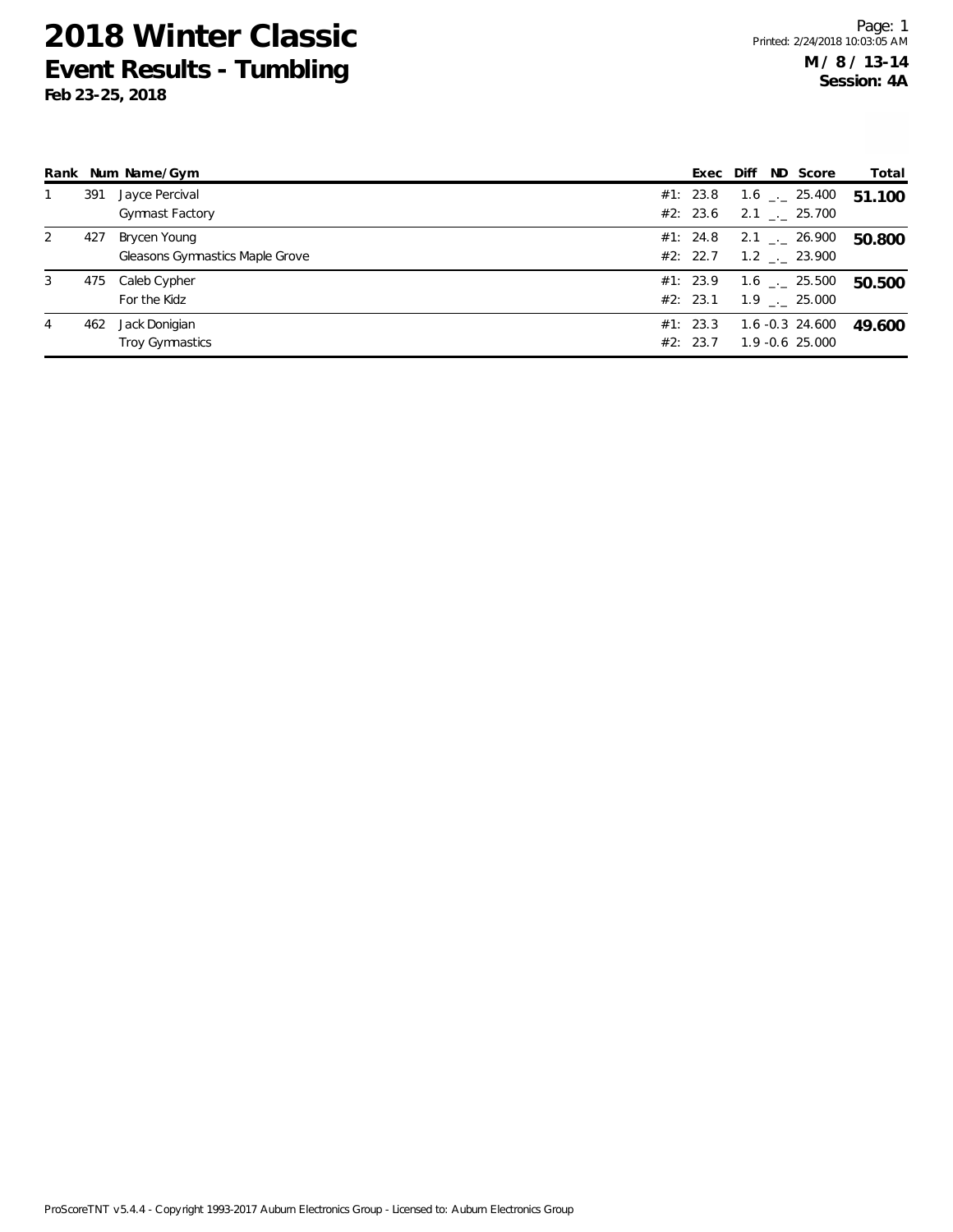# 2018 Winter Classic

## Event Results - Tumbling

**Feb 23-25, 2018**

**M / 8 / 13-14**
**Session: 4A**

| Rank | Num | Name/Gym | | Exec | Diff | ND | Score | Total |
|---|---|---|---|---|---|---|---|---|
| 1 | 391 | Jayce Percival | #1: | 23.8 | 1.6 | _._ | 25.400 | 51.100 |
| | | Gymnast Factory | #2: | 23.6 | 2.1 | _._ | 25.700 | |
| 2 | 427 | Brycen Young | #1: | 24.8 | 2.1 | _._ | 26.900 | 50.800 |
| | | Gleasons Gymnastics Maple Grove | #2: | 22.7 | 1.2 | _._ | 23.900 | |
| 3 | 475 | Caleb Cypher | #1: | 23.9 | 1.6 | _._ | 25.500 | 50.500 |
| | | For the Kidz | #2: | 23.1 | 1.9 | _._ | 25.000 | |
| 4 | 462 | Jack Donigian | #1: | 23.3 | 1.6 | -0.3 | 24.600 | 49.600 |
| | | Troy Gymnastics | #2: | 23.7 | 1.9 | -0.6 | 25.000 | |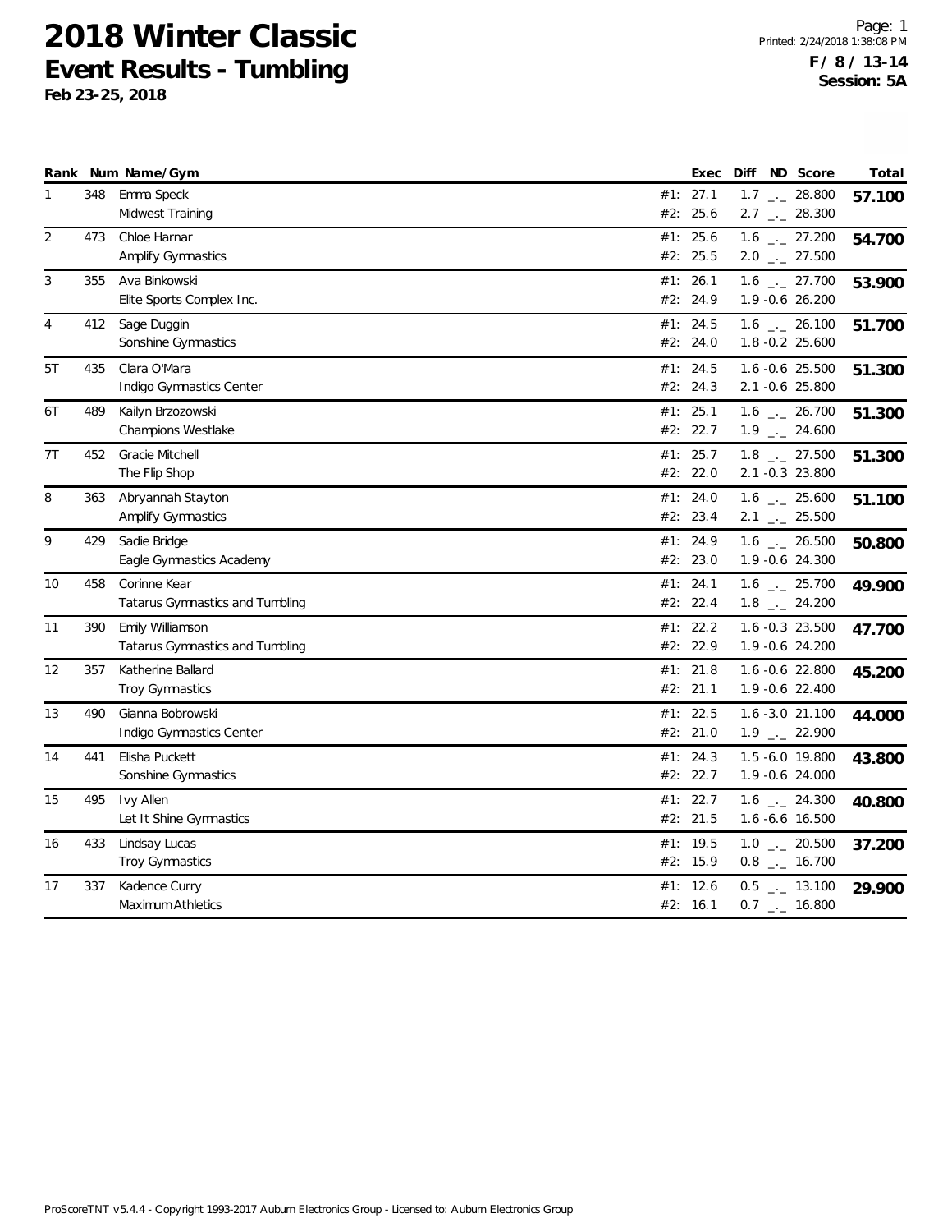# 2018 Winter Classic
## Event Results - Tumbling
**Feb 23-25, 2018**

**F / 8 / 13-14**
**Session: 5A**

| Rank | Num | Name/Gym | | Exec | Diff | ND | Score | Total |
|---|---|---|---|---|---|---|---|---|
| 1 | 348 | Emma Speck | #1: | 27.1 | 1.7 | _._ | 28.800 | **57.100** |
| | | Midwest Training | #2: | 25.6 | 2.7 | _._ | 28.300 | |
| 2 | 473 | Chloe Harnar | #1: | 25.6 | 1.6 | _._ | 27.200 | **54.700** |
| | | Amplify Gymnastics | #2: | 25.5 | 2.0 | _._ | 27.500 | |
| 3 | 355 | Ava Binkowski | #1: | 26.1 | 1.6 | _._ | 27.700 | **53.900** |
| | | Elite Sports Complex Inc. | #2: | 24.9 | 1.9 | -0.6 | 26.200 | |
| 4 | 412 | Sage Duggin | #1: | 24.5 | 1.6 | _._ | 26.100 | **51.700** |
| | | Sonshine Gymnastics | #2: | 24.0 | 1.8 | -0.2 | 25.600 | |
| 5T | 435 | Clara O'Mara | #1: | 24.5 | 1.6 | -0.6 | 25.500 | **51.300** |
| | | Indigo Gymnastics Center | #2: | 24.3 | 2.1 | -0.6 | 25.800 | |
| 6T | 489 | Kailyn Brzozowski | #1: | 25.1 | 1.6 | _._ | 26.700 | **51.300** |
| | | Champions Westlake | #2: | 22.7 | 1.9 | _._ | 24.600 | |
| 7T | 452 | Gracie Mitchell | #1: | 25.7 | 1.8 | _._ | 27.500 | **51.300** |
| | | The Flip Shop | #2: | 22.0 | 2.1 | -0.3 | 23.800 | |
| 8 | 363 | Abryannah Stayton | #1: | 24.0 | 1.6 | _._ | 25.600 | **51.100** |
| | | Amplify Gymnastics | #2: | 23.4 | 2.1 | _._ | 25.500 | |
| 9 | 429 | Sadie Bridge | #1: | 24.9 | 1.6 | _._ | 26.500 | **50.800** |
| | | Eagle Gymnastics Academy | #2: | 23.0 | 1.9 | -0.6 | 24.300 | |
| 10 | 458 | Corinne Kear | #1: | 24.1 | 1.6 | _._ | 25.700 | **49.900** |
| | | Tatarus Gymnastics and Tumbling | #2: | 22.4 | 1.8 | _._ | 24.200 | |
| 11 | 390 | Emily Williamson | #1: | 22.2 | 1.6 | -0.3 | 23.500 | **47.700** |
| | | Tatarus Gymnastics and Tumbling | #2: | 22.9 | 1.9 | -0.6 | 24.200 | |
| 12 | 357 | Katherine Ballard | #1: | 21.8 | 1.6 | -0.6 | 22.800 | **45.200** |
| | | Troy Gymnastics | #2: | 21.1 | 1.9 | -0.6 | 22.400 | |
| 13 | 490 | Gianna Bobrowski | #1: | 22.5 | 1.6 | -3.0 | 21.100 | **44.000** |
| | | Indigo Gymnastics Center | #2: | 21.0 | 1.9 | _._ | 22.900 | |
| 14 | 441 | Elisha Puckett | #1: | 24.3 | 1.5 | -6.0 | 19.800 | **43.800** |
| | | Sonshine Gymnastics | #2: | 22.7 | 1.9 | -0.6 | 24.000 | |
| 15 | 495 | Ivy Allen | #1: | 22.7 | 1.6 | _._ | 24.300 | **40.800** |
| | | Let It Shine Gymnastics | #2: | 21.5 | 1.6 | -6.6 | 16.500 | |
| 16 | 433 | Lindsay Lucas | #1: | 19.5 | 1.0 | _._ | 20.500 | **37.200** |
| | | Troy Gymnastics | #2: | 15.9 | 0.8 | _._ | 16.700 | |
| 17 | 337 | Kadence Curry | #1: | 12.6 | 0.5 | _._ | 13.100 | **29.900** |
| | | Maximum Athletics | #2: | 16.1 | 0.7 | _._ | 16.800 | |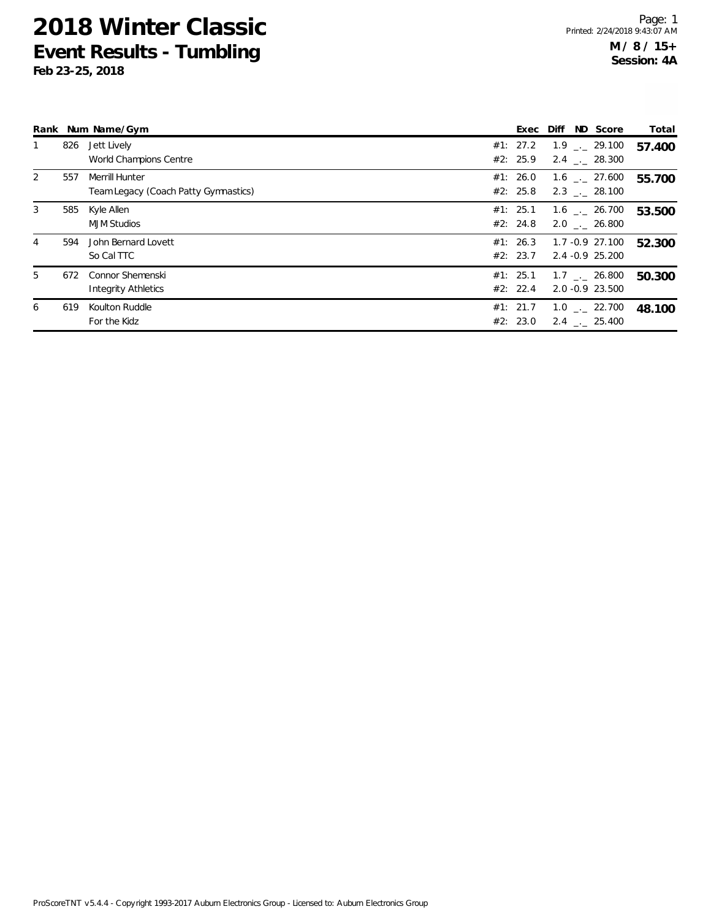# 2018 Winter Classic
## Event Results - Tumbling
**Feb 23-25, 2018**

Printed: 2/24/2018 9:43:07 AM

**M / 8 / 15+**
**Session: 4A**

| Rank | Num | Name/Gym | | Exec | Diff | ND | Score | Total |
|---|---|---|---|---|---|---|---|---|
| 1 | 826 | Jett Lively | #1: | 27.2 | 1.9 | _._ | 29.100 | **57.400** |
| | | World Champions Centre | #2: | 25.9 | 2.4 | _._ | 28.300 | |
| 2 | 557 | Merrill Hunter | #1: | 26.0 | 1.6 | _._ | 27.600 | **55.700** |
| | | Team Legacy (Coach Patty Gymnastics) | #2: | 25.8 | 2.3 | _._ | 28.100 | |
| 3 | 585 | Kyle Allen | #1: | 25.1 | 1.6 | _._ | 26.700 | **53.500** |
| | | MJM Studios | #2: | 24.8 | 2.0 | _._ | 26.800 | |
| 4 | 594 | John Bernard Lovett | #1: | 26.3 | 1.7 | -0.9 | 27.100 | **52.300** |
| | | So Cal TTC | #2: | 23.7 | 2.4 | -0.9 | 25.200 | |
| 5 | 672 | Connor Shemenski | #1: | 25.1 | 1.7 | _._ | 26.800 | **50.300** |
| | | Integrity Athletics | #2: | 22.4 | 2.0 | -0.9 | 23.500 | |
| 6 | 619 | Koulton Ruddle | #1: | 21.7 | 1.0 | _._ | 22.700 | **48.100** |
| | | For the Kidz | #2: | 23.0 | 2.4 | _._ | 25.400 | |

ProScoreTNT v5.4.4 - Copyright 1993-2017 Auburn Electronics Group - Licensed to: Auburn Electronics Group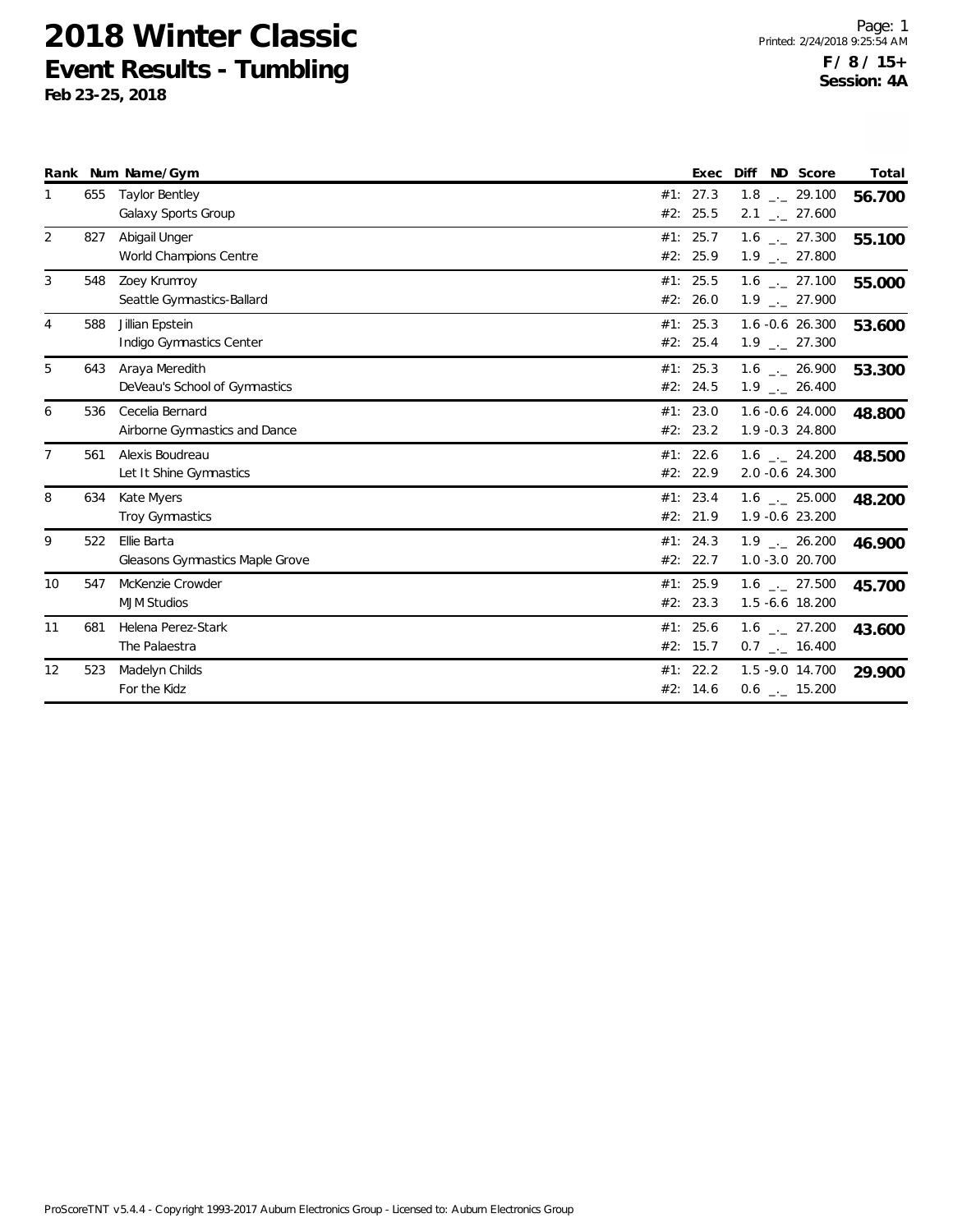# 2018 Winter Classic

## Event Results - Tumbling

**Feb 23-25, 2018**

**F / 8 / 15+**
**Session: 4A**

| Rank | Num | Name/Gym | | Exec | Diff | ND | Score | Total |
|---|---|---|---|---|---|---|---|---|
| 1 | 655 | Taylor Bentley | #1: | 27.3 | 1.8 | _._ | 29.100 | 56.700 |
| | | Galaxy Sports Group | #2: | 25.5 | 2.1 | _._ | 27.600 | |
| 2 | 827 | Abigail Unger | #1: | 25.7 | 1.6 | _._ | 27.300 | 55.100 |
| | | World Champions Centre | #2: | 25.9 | 1.9 | _._ | 27.800 | |
| 3 | 548 | Zoey Krumroy | #1: | 25.5 | 1.6 | _._ | 27.100 | 55.000 |
| | | Seattle Gymnastics-Ballard | #2: | 26.0 | 1.9 | _._ | 27.900 | |
| 4 | 588 | Jillian Epstein | #1: | 25.3 | 1.6 | -0.6 | 26.300 | 53.600 |
| | | Indigo Gymnastics Center | #2: | 25.4 | 1.9 | _._ | 27.300 | |
| 5 | 643 | Araya Meredith | #1: | 25.3 | 1.6 | _._ | 26.900 | 53.300 |
| | | DeVeau's School of Gymnastics | #2: | 24.5 | 1.9 | _._ | 26.400 | |
| 6 | 536 | Cecelia Bernard | #1: | 23.0 | 1.6 | -0.6 | 24.000 | 48.800 |
| | | Airborne Gymnastics and Dance | #2: | 23.2 | 1.9 | -0.3 | 24.800 | |
| 7 | 561 | Alexis Boudreau | #1: | 22.6 | 1.6 | _._ | 24.200 | 48.500 |
| | | Let It Shine Gymnastics | #2: | 22.9 | 2.0 | -0.6 | 24.300 | |
| 8 | 634 | Kate Myers | #1: | 23.4 | 1.6 | _._ | 25.000 | 48.200 |
| | | Troy Gymnastics | #2: | 21.9 | 1.9 | -0.6 | 23.200 | |
| 9 | 522 | Ellie Barta | #1: | 24.3 | 1.9 | _._ | 26.200 | 46.900 |
| | | Gleasons Gymnastics Maple Grove | #2: | 22.7 | 1.0 | -3.0 | 20.700 | |
| 10 | 547 | McKenzie Crowder | #1: | 25.9 | 1.6 | _._ | 27.500 | 45.700 |
| | | MJM Studios | #2: | 23.3 | 1.5 | -6.6 | 18.200 | |
| 11 | 681 | Helena Perez-Stark | #1: | 25.6 | 1.6 | _._ | 27.200 | 43.600 |
| | | The Palaestra | #2: | 15.7 | 0.7 | _._ | 16.400 | |
| 12 | 523 | Madelyn Childs | #1: | 22.2 | 1.5 | -9.0 | 14.700 | 29.900 |
| | | For the Kidz | #2: | 14.6 | 0.6 | _._ | 15.200 | |

ProScoreTNT v5.4.4 - Copyright 1993-2017 Auburn Electronics Group - Licensed to: Auburn Electronics Group